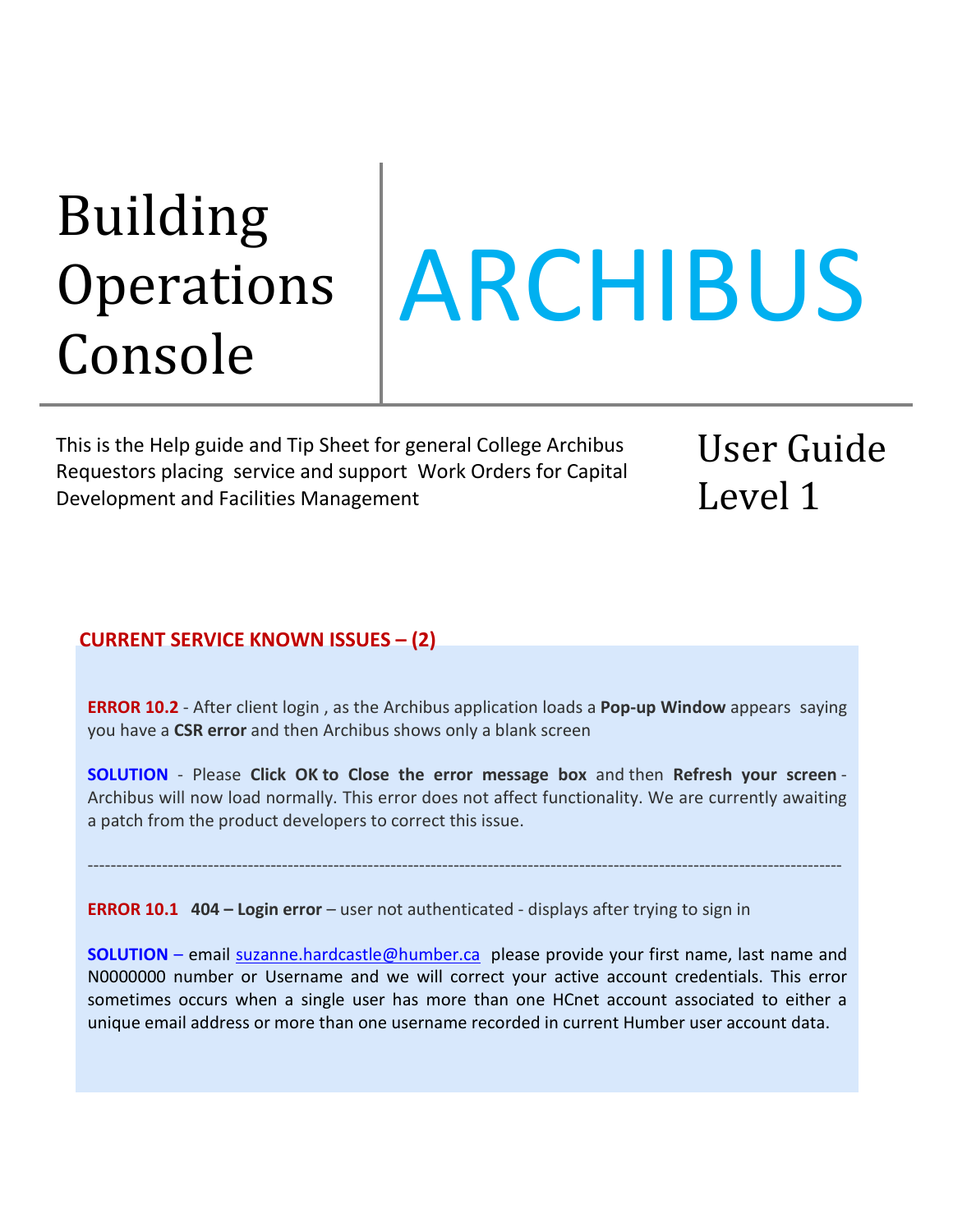# Building Operations Console

# ARCHIBUS

This is the Help guide and Tip Sheet for general College Archibus Requestors placing service and support Work Orders for Capital Development and Facilities Management

## User Guide Level 1

### CURRENT SERVICE KNOWN ISSUES – (2)

**ERROR 10.2** - After client login , as the Archibus application loads a **Pop-up Window** appears saying you have a **CSR error** and then Archibus shows only a blank screen

**SOLUTION** - Please **Click OK to Close the error message box** and then **Refresh your screen** - Archibus will now load normally. This error does not affect functionality. We are currently awaiting a patch from the product developers to correct this issue.

---

**ERROR 10.1** **404 – Login error** – user not authenticated - displays after trying to sign in

**SOLUTION** – email suzanne.hardcastle@humber.ca please provide your first name, last name and N0000000 number or Username and we will correct your active account credentials. This error sometimes occurs when a single user has more than one HCnet account associated to either a unique email address or more than one username recorded in current Humber user account data.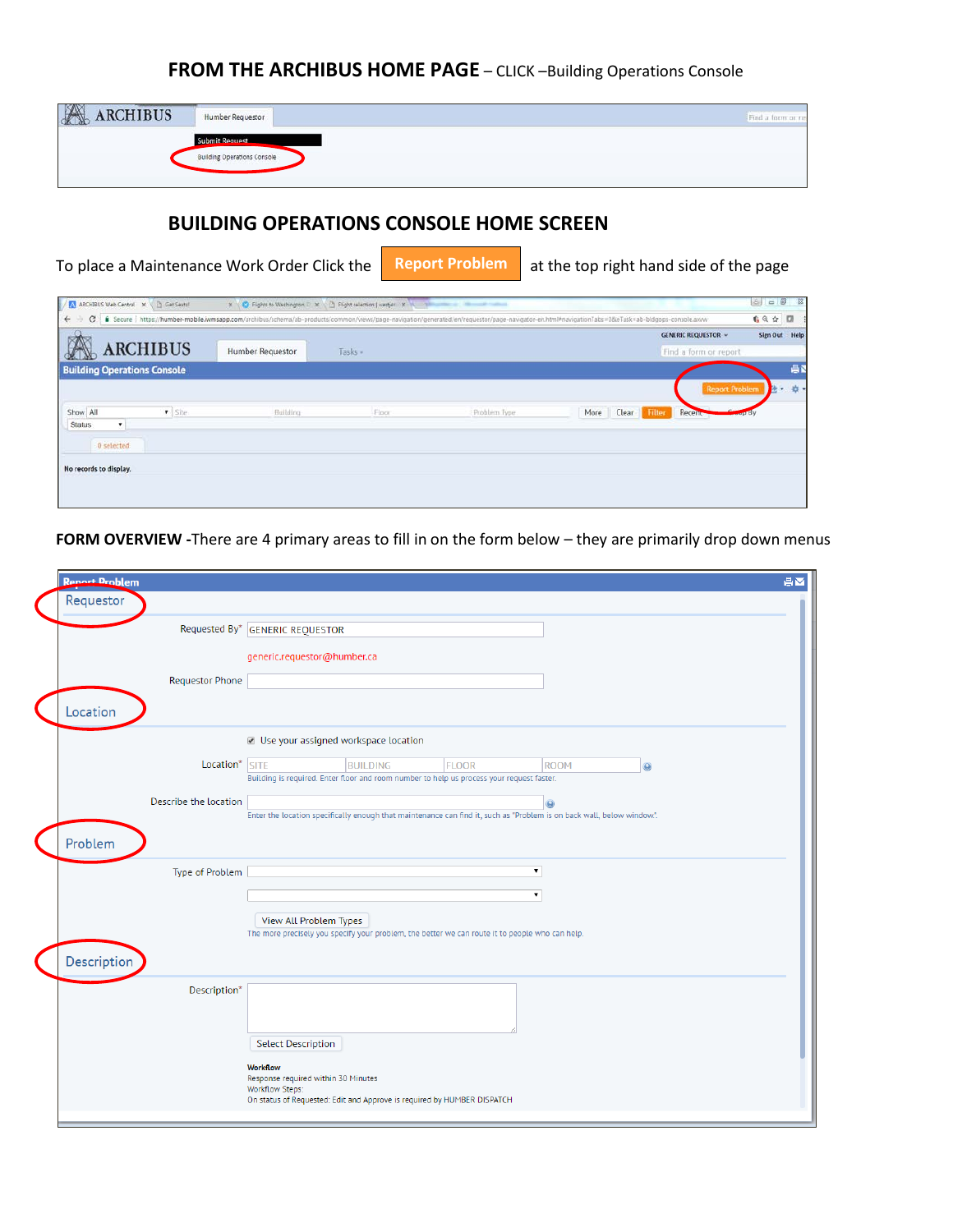**FROM THE ARCHIBUS HOME PAGE** – CLICK –Building Operations Console

ARCHIBUS | Humber Requestor

Submit Request

Building Operations Console

## BUILDING OPERATIONS CONSOLE HOME SCREEN

To place a Maintenance Work Order Click the **Report Problem** at the top right hand side of the page

ARCHIBUS | Humber Requestor | Tasks

GENERIC REQUESTOR | Sign Out | Help

Find a form or report

Building Operations Console

Report Problem

Show All | Site | Building | Floor | Problem Type | More | Clear | Filter | Recent | Group By

Status

0 selected

No records to display.

**FORM OVERVIEW** -There are 4 primary areas to fill in on the form below – they are primarily drop down menus

Report Problem

**Requestor**

Requested By* GENERIC REQUESTOR

generic.requestor@humber.ca

Requestor Phone

**Location**

Use your assigned workspace location

Location* SITE | BUILDING | FLOOR | ROOM

Building is required. Enter floor and room number to help us process your request faster.

Describe the location

Enter the location specifically enough that maintenance can find it, such as "Problem is on back wall, below window".

**Problem**

Type of Problem

View All Problem Types

The more precisely you specify your problem, the better we can route it to people who can help.

**Description**

Description*

Select Description

Workflow

Response required within 30 Minutes

Workflow Steps:

On status of Requested: Edit and Approve is required by HUMBER DISPATCH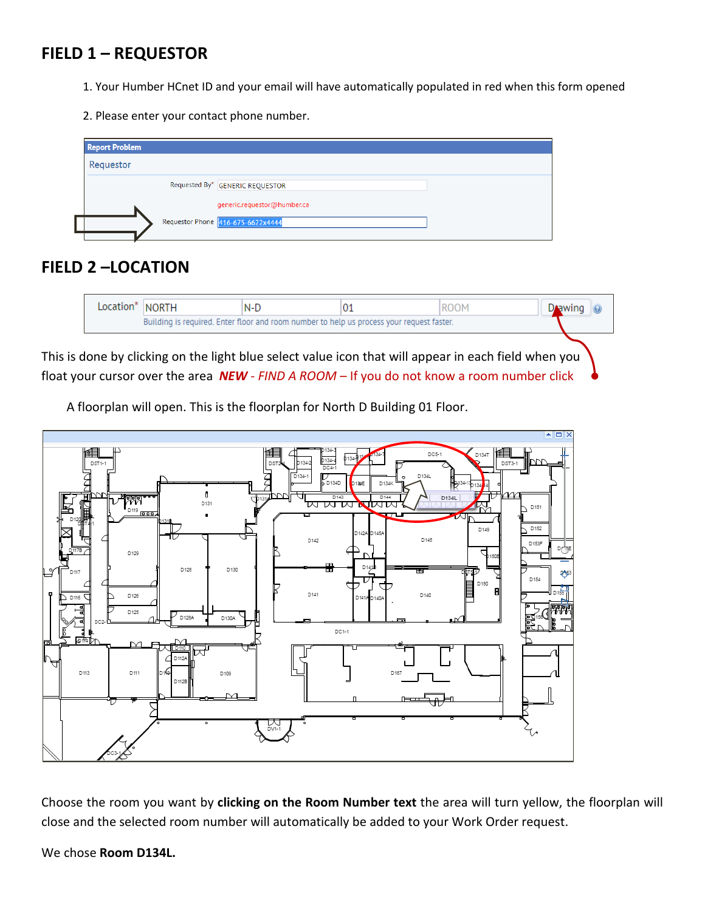## FIELD 1 – REQUESTOR

1. Your Humber HCnet ID and your email will have automatically populated in red when this form opened
2. Please enter your contact phone number.

## FIELD 2 –LOCATION

This is done by clicking on the light blue select value icon that will appear in each field when you float your cursor over the area ***NEW** - FIND A ROOM* – If you do not know a room number click

A floorplan will open. This is the floorplan for North D Building 01 Floor.

Choose the room you want by **clicking on the Room Number text** the area will turn yellow, the floorplan will close and the selected room number will automatically be added to your Work Order request.

We chose **Room D134L.**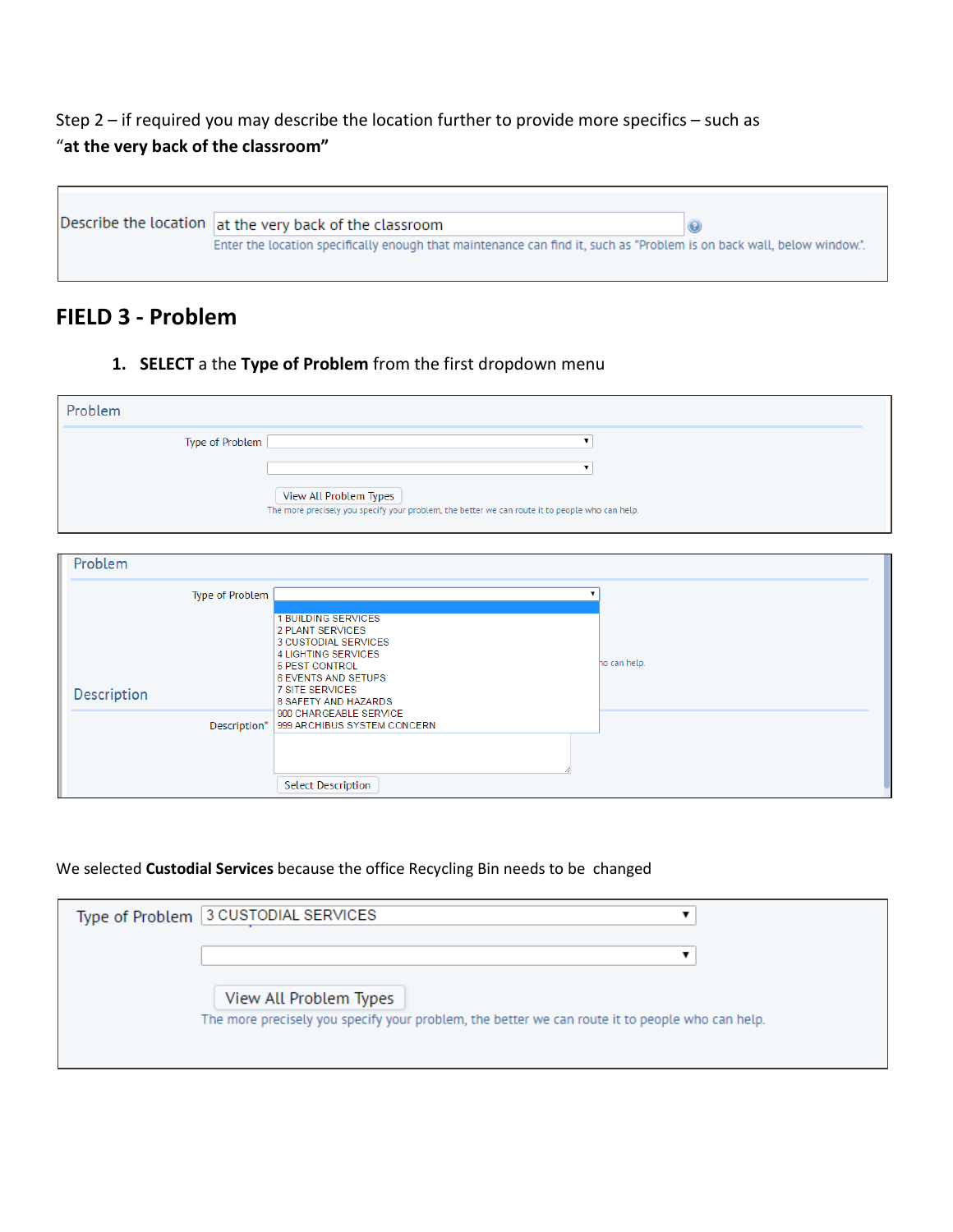Step 2 – if required you may describe the location further to provide more specifics – such as **"at the very back of the classroom"**

Describe the location: at the very back of the classroom

Enter the location specifically enough that maintenance can find it, such as "Problem is on back wall, below window."

## FIELD 3 - Problem

1. **SELECT** a the **Type of Problem** from the first dropdown menu

Problem

Type of Problem

View All Problem Types

The more precisely you specify your problem, the better we can route it to people who can help.

Problem

Type of Problem

- 1 BUILDING SERVICES
- 2 PLANT SERVICES
- 3 CUSTODIAL SERVICES
- 4 LIGHTING SERVICES
- 5 PEST CONTROL
- 6 EVENTS AND SETUPS
- 7 SITE SERVICES
- 8 SAFETY AND HAZARDS
- 900 CHARGEABLE SERVICE
- 999 ARCHIBUS SYSTEM CONCERN

Description

Description*

Select Description

We selected **Custodial Services** because the office Recycling Bin needs to be changed

Type of Problem: 3 CUSTODIAL SERVICES

View All Problem Types

The more precisely you specify your problem, the better we can route it to people who can help.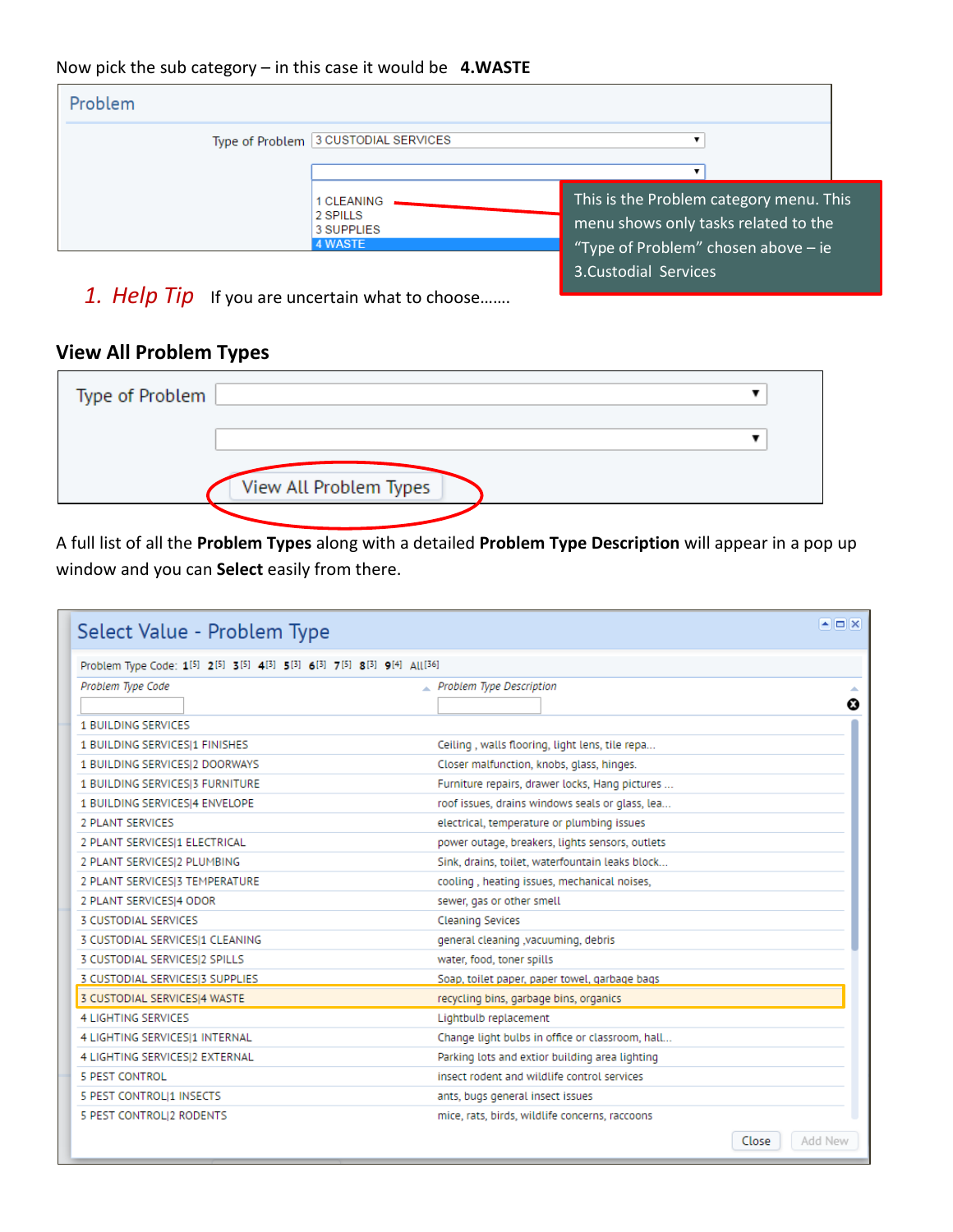Now pick the sub category – in this case it would be **4.WASTE**

Problem

Type of Problem 3 CUSTODIAL SERVICES

1 CLEANING
2 SPILLS
3 SUPPLIES
4 WASTE

This is the Problem category menu. This menu shows only tasks related to the "Type of Problem" chosen above – ie 3.Custodial Services

1. *Help Tip* If you are uncertain what to choose…….

**View All Problem Types**

Type of Problem

View All Problem Types

A full list of all the **Problem Types** along with a detailed **Problem Type Description** will appear in a pop up window and you can **Select** easily from there.

Select Value - Problem Type

Problem Type Code: 1[5] 2[5] 3[5] 4[3] 5[3] 6[3] 7[5] 8[3] 9[4] All[36]

| Problem Type Code | Problem Type Description |
|---|---|
| 1 BUILDING SERVICES | |
| 1 BUILDING SERVICES\|1 FINISHES | Ceiling , walls flooring, light lens, tile repa... |
| 1 BUILDING SERVICES\|2 DOORWAYS | Closer malfunction, knobs, glass, hinges. |
| 1 BUILDING SERVICES\|3 FURNITURE | Furniture repairs, drawer locks, Hang pictures ... |
| 1 BUILDING SERVICES\|4 ENVELOPE | roof issues, drains windows seals or glass, lea... |
| 2 PLANT SERVICES | electrical, temperature or plumbing issues |
| 2 PLANT SERVICES\|1 ELECTRICAL | power outage, breakers, lights sensors, outlets |
| 2 PLANT SERVICES\|2 PLUMBING | Sink, drains, toilet, waterfountain leaks block... |
| 2 PLANT SERVICES\|3 TEMPERATURE | cooling , heating issues, mechanical noises, |
| 2 PLANT SERVICES\|4 ODOR | sewer, gas or other smell |
| 3 CUSTODIAL SERVICES | Cleaning Sevices |
| 3 CUSTODIAL SERVICES\|1 CLEANING | general cleaning ,vacuuming, debris |
| 3 CUSTODIAL SERVICES\|2 SPILLS | water, food, toner spills |
| 3 CUSTODIAL SERVICES\|3 SUPPLIES | Soap, toilet paper, paper towel, garbage bags |
| 3 CUSTODIAL SERVICES\|4 WASTE | recycling bins, garbage bins, organics |
| 4 LIGHTING SERVICES | Lightbulb replacement |
| 4 LIGHTING SERVICES\|1 INTERNAL | Change light bulbs in office or classroom, hall... |
| 4 LIGHTING SERVICES\|2 EXTERNAL | Parking lots and extior building area lighting |
| 5 PEST CONTROL | insect rodent and wildlife control services |
| 5 PEST CONTROL\|1 INSECTS | ants, bugs general insect issues |
| 5 PEST CONTROL\|2 RODENTS | mice, rats, birds, wildlife concerns, raccoons |

Close | Add New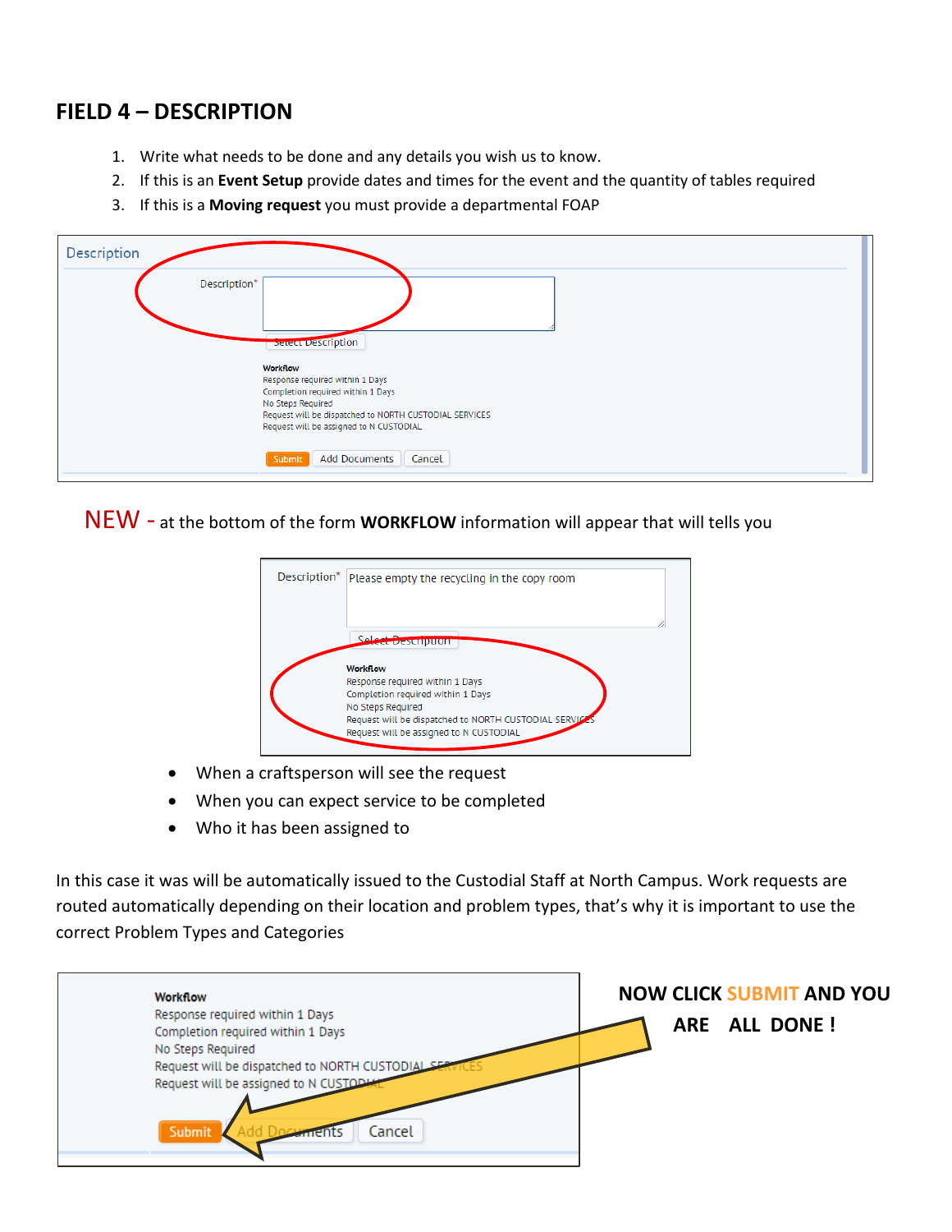## FIELD 4 – DESCRIPTION

1. Write what needs to be done and any details you wish us to know.
2. If this is an **Event Setup** provide dates and times for the event and the quantity of tables required
3. If this is a **Moving request** you must provide a departmental FOAP

Description

Description*

Select Description

**Workflow**
Response required within 1 Days
Completion required within 1 Days
No Steps Required
Request will be dispatched to NORTH CUSTODIAL SERVICES
Request will be assigned to N CUSTODIAL

Submit | Add Documents | Cancel

NEW - at the bottom of the form **WORKFLOW** information will appear that will tells you

Description* Please empty the recycling in the copy room

Select Description

**Workflow**
Response required within 1 Days
Completion required within 1 Days
No Steps Required
Request will be dispatched to NORTH CUSTODIAL SERVICES
Request will be assigned to N CUSTODIAL

- When a craftsperson will see the request
- When you can expect service to be completed
- Who it has been assigned to

In this case it was will be automatically issued to the Custodial Staff at North Campus. Work requests are routed automatically depending on their location and problem types, that's why it is important to use the correct Problem Types and Categories

**Workflow**
Response required within 1 Days
Completion required within 1 Days
No Steps Required
Request will be dispatched to NORTH CUSTODIAL SERVICES
Request will be assigned to N CUSTODIAL

Submit | Add Documents | Cancel

**NOW CLICK SUBMIT AND YOU ARE ALL DONE !**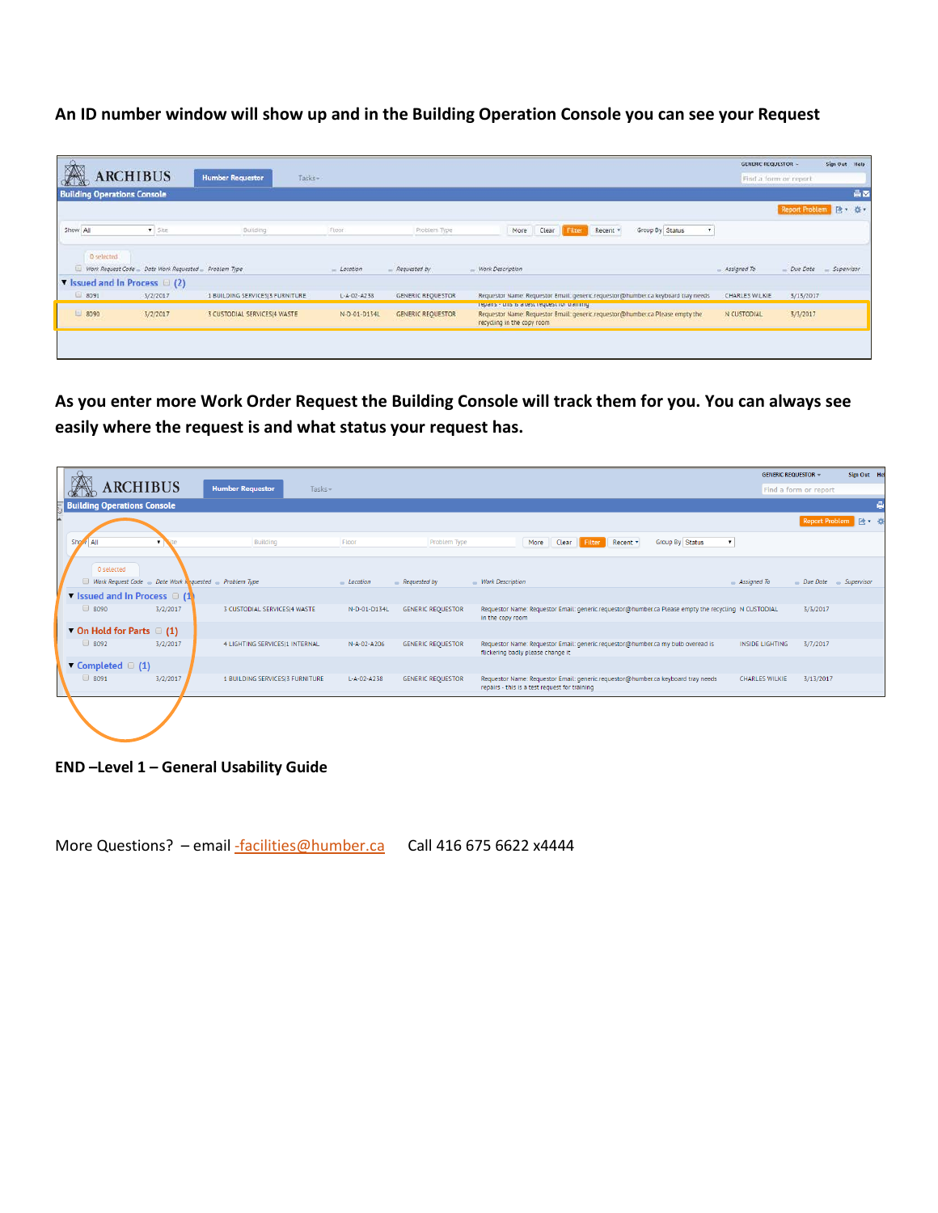**An ID number window will show up and in the Building Operation Console you can see your Request**

**As you enter more Work Order Request the Building Console will track them for you. You can always see easily where the request is and what status your request has.**

**END –Level 1 – General Usability Guide**

More Questions? – email -facilities@humber.ca Call 416 675 6622 x4444